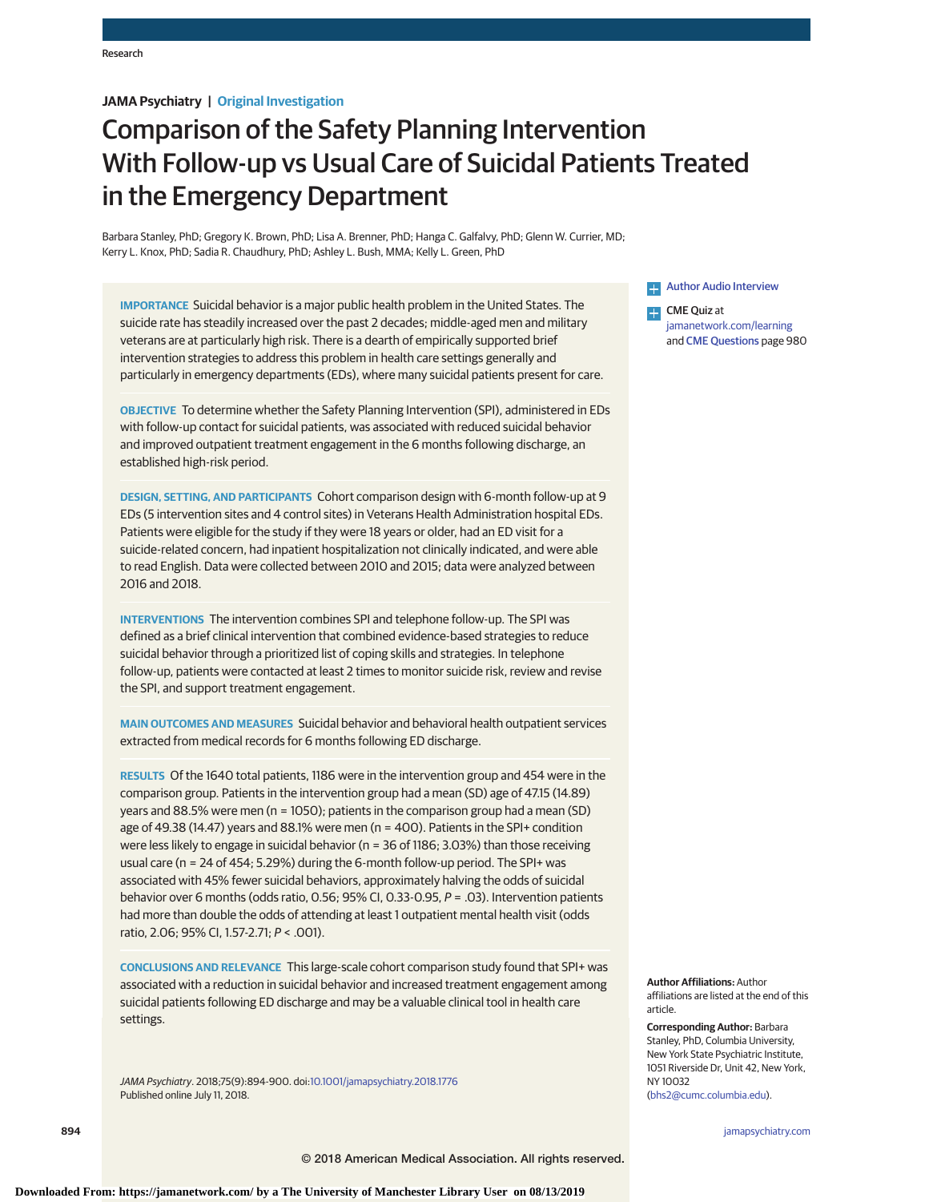Research

**JAMA Psychiatry | Original Investigation**

# Comparison of the Safety Planning Intervention With Follow-up vs Usual Care of Suicidal Patients Treated in the Emergency Department

Barbara Stanley, PhD; Gregory K. Brown, PhD; Lisa A. Brenner, PhD; Hanga C. Galfalvy, PhD; Glenn W. Currier, MD; Kerry L. Knox, PhD; Sadia R. Chaudhury, PhD; Ashley L. Bush, MMA; Kelly L. Green, PhD

**IMPORTANCE** Suicidal behavior is a major public health problem in the United States. The suicide rate has steadily increased over the past 2 decades; middle-aged men and military veterans are at particularly high risk. There is a dearth of empirically supported brief intervention strategies to address this problem in health care settings generally and particularly in emergency departments (EDs), where many suicidal patients present for care.

**OBJECTIVE** To determine whether the Safety Planning Intervention (SPI), administered in EDs with follow-up contact for suicidal patients, was associated with reduced suicidal behavior and improved outpatient treatment engagement in the 6 months following discharge, an established high-risk period.

**DESIGN, SETTING, AND PARTICIPANTS** Cohort comparison design with 6-month follow-up at 9 EDs (5 intervention sites and 4 control sites) in Veterans Health Administration hospital EDs. Patients were eligible for the study if they were 18 years or older, had an ED visit for a suicide-related concern, had inpatient hospitalization not clinically indicated, and were able to read English. Data were collected between 2010 and 2015; data were analyzed between 2016 and 2018.

**INTERVENTIONS** The intervention combines SPI and telephone follow-up. The SPI was defined as a brief clinical intervention that combined evidence-based strategies to reduce suicidal behavior through a prioritized list of coping skills and strategies. In telephone follow-up, patients were contacted at least 2 times to monitor suicide risk, review and revise the SPI, and support treatment engagement.

**MAIN OUTCOMES AND MEASURES** Suicidal behavior and behavioral health outpatient services extracted from medical records for 6 months following ED discharge.

**RESULTS** Of the 1640 total patients, 1186 were in the intervention group and 454 were in the comparison group. Patients in the intervention group had a mean (SD) age of 47.15 (14.89) years and 88.5% were men (n = 1050); patients in the comparison group had a mean (SD) age of 49.38 (14.47) years and 88.1% were men (n = 400). Patients in the SPI+ condition were less likely to engage in suicidal behavior (n = 36 of 1186; 3.03%) than those receiving usual care (n = 24 of 454; 5.29%) during the 6-month follow-up period. The SPI+ was associated with 45% fewer suicidal behaviors, approximately halving the odds of suicidal behavior over 6 months (odds ratio, 0.56; 95% CI, 0.33-0.95, *P* = .03). Intervention patients had more than double the odds of attending at least 1 outpatient mental health visit (odds ratio, 2.06; 95% CI, 1.57-2.71; *P* < .001).

**CONCLUSIONS AND RELEVANCE** This large-scale cohort comparison study found that SPI+ was associated with a reduction in suicidal behavior and increased treatment engagement among suicidal patients following ED discharge and may be a valuable clinical tool in health care settings.

*JAMA Psychiatry*. 2018;75(9):894-900. doi:10.1001/jamapsychiatry.2018.1776
Published online July 11, 2018.

Author Audio Interview

CME Quiz at jamanetwork.com/learning and CME Questions page 980

**Author Affiliations:** Author affiliations are listed at the end of this article.

**Corresponding Author:** Barbara Stanley, PhD, Columbia University, New York State Psychiatric Institute, 1051 Riverside Dr, Unit 42, New York, NY 10032 (bhs2@cumc.columbia.edu).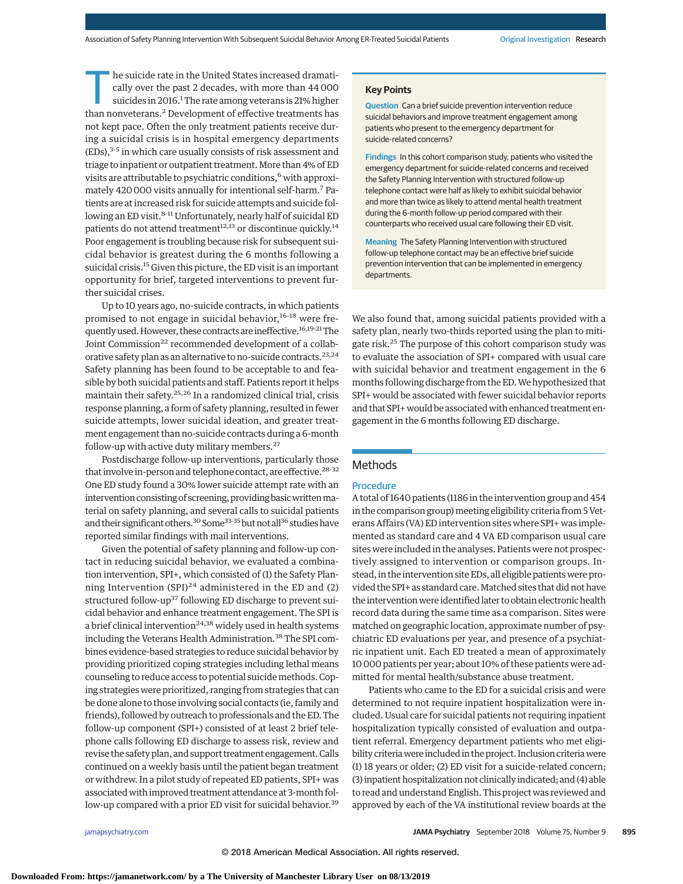The suicide rate in the United States increased dramatically over the past 2 decades, with more than 44 000 suicides in 2016.[1] The rate among veterans is 21% higher than nonveterans.[2] Development of effective treatments has not kept pace. Often the only treatment patients receive during a suicidal crisis is in hospital emergency departments (EDs),[3-5] in which care usually consists of risk assessment and triage to inpatient or outpatient treatment. More than 4% of ED visits are attributable to psychiatric conditions,[6] with approximately 420 000 visits annually for intentional self-harm.[7] Patients are at increased risk for suicide attempts and suicide following an ED visit.[8-11] Unfortunately, nearly half of suicidal ED patients do not attend treatment[12,13] or discontinue quickly.[14] Poor engagement is troubling because risk for subsequent suicidal behavior is greatest during the 6 months following a suicidal crisis.[15] Given this picture, the ED visit is an important opportunity for brief, targeted interventions to prevent further suicidal crises.

Up to 10 years ago, no-suicide contracts, in which patients promised to not engage in suicidal behavior,[16-18] were frequently used. However, these contracts are ineffective.[16,19-21] The Joint Commission[22] recommended development of a collaborative safety plan as an alternative to no-suicide contracts.[23,24] Safety planning has been found to be acceptable to and feasible by both suicidal patients and staff. Patients report it helps maintain their safety.[25,26] In a randomized clinical trial, crisis response planning, a form of safety planning, resulted in fewer suicide attempts, lower suicidal ideation, and greater treatment engagement than no-suicide contracts during a 6-month follow-up with active duty military members.[27]

Postdischarge follow-up interventions, particularly those that involve in-person and telephone contact, are effective.[28-32] One ED study found a 30% lower suicide attempt rate with an intervention consisting of screening, providing basic written material on safety planning, and several calls to suicidal patients and their significant others.[30] Some[33-35] but not all[36] studies have reported similar findings with mail interventions.

Given the potential of safety planning and follow-up contact in reducing suicidal behavior, we evaluated a combination intervention, SPI+, which consisted of (1) the Safety Planning Intervention (SPI)[24] administered in the ED and (2) structured follow-up[37] following ED discharge to prevent suicidal behavior and enhance treatment engagement. The SPI is a brief clinical intervention[24,38] widely used in health systems including the Veterans Health Administration.[38] The SPI combines evidence-based strategies to reduce suicidal behavior by providing prioritized coping strategies including lethal means counseling to reduce access to potential suicide methods. Coping strategies were prioritized, ranging from strategies that can be done alone to those involving social contacts (ie, family and friends), followed by outreach to professionals and the ED. The follow-up component (SPI+) consisted of at least 2 brief telephone calls following ED discharge to assess risk, review and revise the safety plan, and support treatment engagement. Calls continued on a weekly basis until the patient began treatment or withdrew. In a pilot study of repeated ED patients, SPI+ was associated with improved treatment attendance at 3-month follow-up compared with a prior ED visit for suicidal behavior.[39]

> **Key Points**
>
> **Question** Can a brief suicide prevention intervention reduce suicidal behaviors and improve treatment engagement among patients who present to the emergency department for suicide-related concerns?
>
> **Findings** In this cohort comparison study, patients who visited the emergency department for suicide-related concerns and received the Safety Planning Intervention with structured follow-up telephone contact were half as likely to exhibit suicidal behavior and more than twice as likely to attend mental health treatment during the 6-month follow-up period compared with their counterparts who received usual care following their ED visit.
>
> **Meaning** The Safety Planning Intervention with structured follow-up telephone contact may be an effective brief suicide prevention intervention that can be implemented in emergency departments.

We also found that, among suicidal patients provided with a safety plan, nearly two-thirds reported using the plan to mitigate risk.[25] The purpose of this cohort comparison study was to evaluate the association of SPI+ compared with usual care with suicidal behavior and treatment engagement in the 6 months following discharge from the ED. We hypothesized that SPI+ would be associated with fewer suicidal behavior reports and that SPI+ would be associated with enhanced treatment engagement in the 6 months following ED discharge.

## Methods

### Procedure

A total of 1640 patients (1186 in the intervention group and 454 in the comparison group) meeting eligibility criteria from 5 Veterans Affairs (VA) ED intervention sites where SPI+ was implemented as standard care and 4 VA ED comparison usual care sites were included in the analyses. Patients were not prospectively assigned to intervention or comparison groups. Instead, in the intervention site EDs, all eligible patients were provided the SPI+ as standard care. Matched sites that did not have the intervention were identified later to obtain electronic health record data during the same time as a comparison. Sites were matched on geographic location, approximate number of psychiatric ED evaluations per year, and presence of a psychiatric inpatient unit. Each ED treated a mean of approximately 10 000 patients per year; about 10% of these patients were admitted for mental health/substance abuse treatment.

Patients who came to the ED for a suicidal crisis and were determined to not require inpatient hospitalization were included. Usual care for suicidal patients not requiring inpatient hospitalization typically consisted of evaluation and outpatient referral. Emergency department patients who met eligibility criteria were included in the project. Inclusion criteria were (1) 18 years or older; (2) ED visit for a suicide-related concern; (3) inpatient hospitalization not clinically indicated; and (4) able to read and understand English. This project was reviewed and approved by each of the VA institutional review boards at the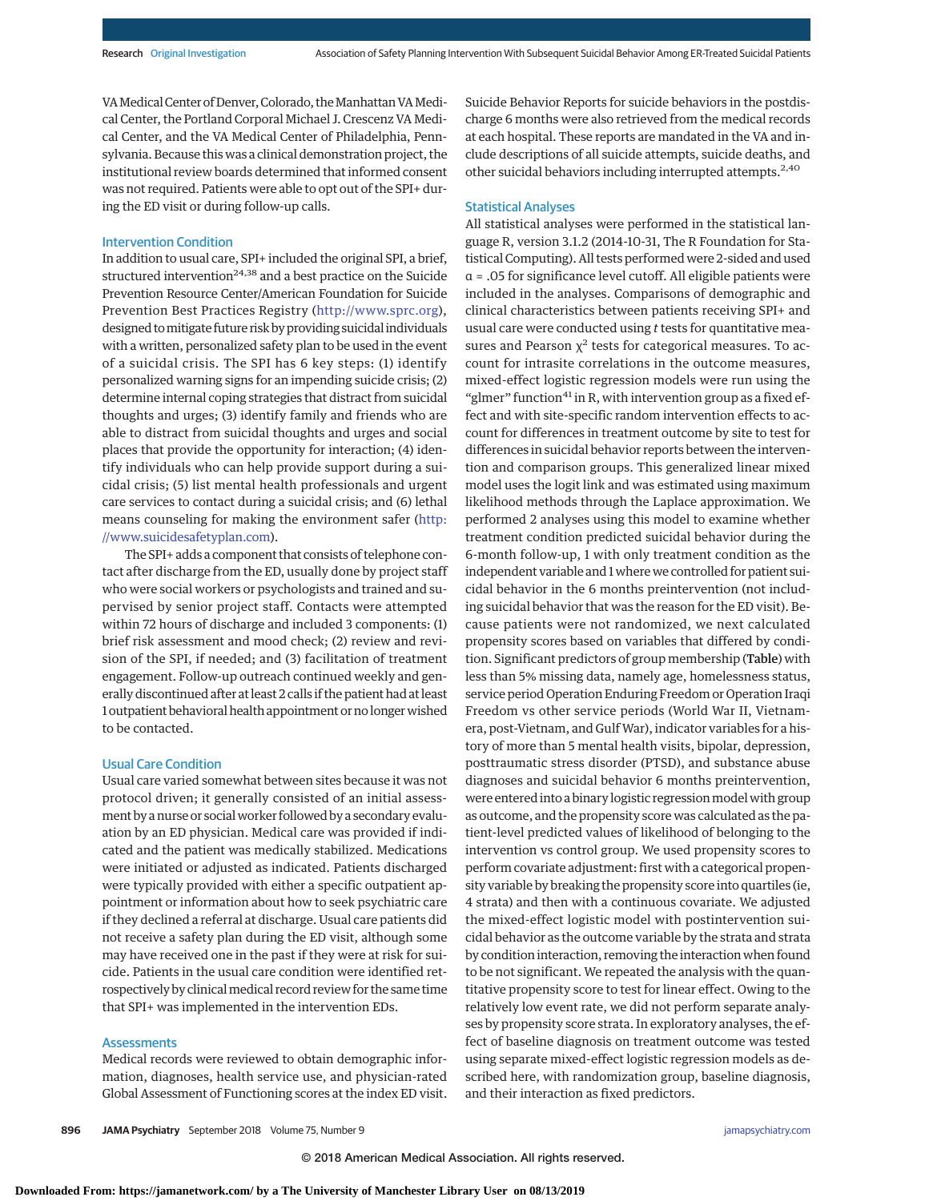VA Medical Center of Denver, Colorado, the Manhattan VA Medical Center, the Portland Corporal Michael J. Crescenz VA Medical Center, and the VA Medical Center of Philadelphia, Pennsylvania. Because this was a clinical demonstration project, the institutional review boards determined that informed consent was not required. Patients were able to opt out of the SPI+ during the ED visit or during follow-up calls.

## Intervention Condition

In addition to usual care, SPI+ included the original SPI, a brief, structured intervention[24,38] and a best practice on the Suicide Prevention Resource Center/American Foundation for Suicide Prevention Best Practices Registry (http://www.sprc.org), designed to mitigate future risk by providing suicidal individuals with a written, personalized safety plan to be used in the event of a suicidal crisis. The SPI has 6 key steps: (1) identify personalized warning signs for an impending suicide crisis; (2) determine internal coping strategies that distract from suicidal thoughts and urges; (3) identify family and friends who are able to distract from suicidal thoughts and urges and social places that provide the opportunity for interaction; (4) identify individuals who can help provide support during a suicidal crisis; (5) list mental health professionals and urgent care services to contact during a suicidal crisis; and (6) lethal means counseling for making the environment safer (http://www.suicidesafetyplan.com).

The SPI+ adds a component that consists of telephone contact after discharge from the ED, usually done by project staff who were social workers or psychologists and trained and supervised by senior project staff. Contacts were attempted within 72 hours of discharge and included 3 components: (1) brief risk assessment and mood check; (2) review and revision of the SPI, if needed; and (3) facilitation of treatment engagement. Follow-up outreach continued weekly and generally discontinued after at least 2 calls if the patient had at least 1 outpatient behavioral health appointment or no longer wished to be contacted.

## Usual Care Condition

Usual care varied somewhat between sites because it was not protocol driven; it generally consisted of an initial assessment by a nurse or social worker followed by a secondary evaluation by an ED physician. Medical care was provided if indicated and the patient was medically stabilized. Medications were initiated or adjusted as indicated. Patients discharged were typically provided with either a specific outpatient appointment or information about how to seek psychiatric care if they declined a referral at discharge. Usual care patients did not receive a safety plan during the ED visit, although some may have received one in the past if they were at risk for suicide. Patients in the usual care condition were identified retrospectively by clinical medical record review for the same time that SPI+ was implemented in the intervention EDs.

## Assessments

Medical records were reviewed to obtain demographic information, diagnoses, health service use, and physician-rated Global Assessment of Functioning scores at the index ED visit. Suicide Behavior Reports for suicide behaviors in the postdischarge 6 months were also retrieved from the medical records at each hospital. These reports are mandated in the VA and include descriptions of all suicide attempts, suicide deaths, and other suicidal behaviors including interrupted attempts.[2,40]

## Statistical Analyses

All statistical analyses were performed in the statistical language R, version 3.1.2 (2014-10-31, The R Foundation for Statistical Computing). All tests performed were 2-sided and used $\alpha = .05$ for significance level cutoff. All eligible patients were included in the analyses. Comparisons of demographic and clinical characteristics between patients receiving SPI+ and usual care were conducted using *t* tests for quantitative measures and Pearson $\chi^2$ tests for categorical measures. To account for intrasite correlations in the outcome measures, mixed-effect logistic regression models were run using the "glmer" function[41] in R, with intervention group as a fixed effect and with site-specific random intervention effects to account for differences in treatment outcome by site to test for differences in suicidal behavior reports between the intervention and comparison groups. This generalized linear mixed model uses the logit link and was estimated using maximum likelihood methods through the Laplace approximation. We performed 2 analyses using this model to examine whether treatment condition predicted suicidal behavior during the 6-month follow-up, 1 with only treatment condition as the independent variable and 1 where we controlled for patient suicidal behavior in the 6 months preintervention (not including suicidal behavior that was the reason for the ED visit). Because patients were not randomized, we next calculated propensity scores based on variables that differed by condition. Significant predictors of group membership (**Table**) with less than 5% missing data, namely age, homelessness status, service period Operation Enduring Freedom or Operation Iraqi Freedom vs other service periods (World War II, Vietnam-era, post-Vietnam, and Gulf War), indicator variables for a history of more than 5 mental health visits, bipolar, depression, posttraumatic stress disorder (PTSD), and substance abuse diagnoses and suicidal behavior 6 months preintervention, were entered into a binary logistic regression model with group as outcome, and the propensity score was calculated as the patient-level predicted values of likelihood of belonging to the intervention vs control group. We used propensity scores to perform covariate adjustment: first with a categorical propensity variable by breaking the propensity score into quartiles (ie, 4 strata) and then with a continuous covariate. We adjusted the mixed-effect logistic model with postintervention suicidal behavior as the outcome variable by the strata and strata by condition interaction, removing the interaction when found to be not significant. We repeated the analysis with the quantitative propensity score to test for linear effect. Owing to the relatively low event rate, we did not perform separate analyses by propensity score strata. In exploratory analyses, the effect of baseline diagnosis on treatment outcome was tested using separate mixed-effect logistic regression models as described here, with randomization group, baseline diagnosis, and their interaction as fixed predictors.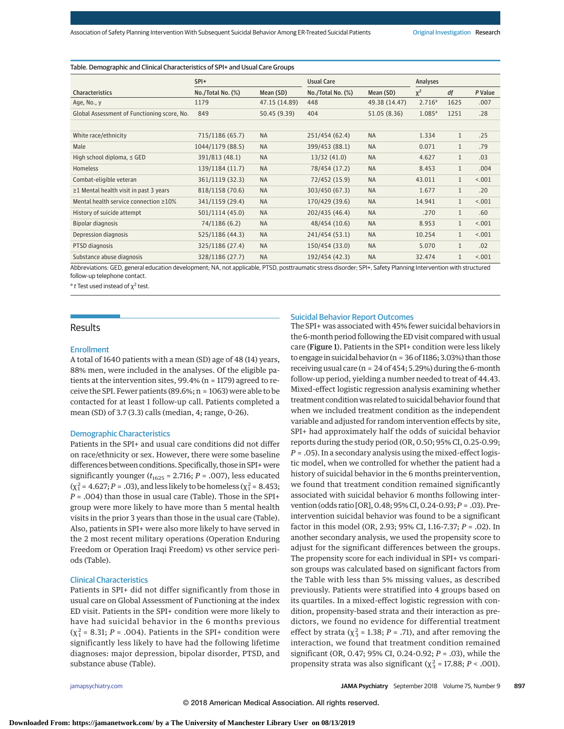Table. Demographic and Clinical Characteristics of SPI+ and Usual Care Groups

| | SPI+ | | Usual Care | | Analyses | | |
|---|---|---|---|---|---|---|---|
| Characteristics | No./Total No. (%) | Mean (SD) | No./Total No. (%) | Mean (SD) | $\chi^2$ | df | P Value |
| Age, No., y | 1179 | 47.15 (14.89) | 448 | 49.38 (14.47) | 2.716[a] | 1625 | .007 |
| Global Assessment of Functioning score, No. | 849 | 50.45 (9.39) | 404 | 51.05 (8.36) | 1.085[a] | 1251 | .28 |
| White race/ethnicity | 715/1186 (65.7) | NA | 251/454 (62.4) | NA | 1.334 | 1 | .25 |
| Male | 1044/1179 (88.5) | NA | 399/453 (88.1) | NA | 0.071 | 1 | .79 |
| High school diploma, ≤ GED | 391/813 (48.1) | NA | 13/32 (41.0) | NA | 4.627 | 1 | .03 |
| Homeless | 139/1184 (11.7) | NA | 78/454 (17.2) | NA | 8.453 | 1 | .004 |
| Combat-eligible veteran | 361/1119 (32.3) | NA | 72/452 (15.9) | NA | 43.011 | 1 | <.001 |
| ≥1 Mental health visit in past 3 years | 818/1158 (70.6) | NA | 303/450 (67.3) | NA | 1.677 | 1 | .20 |
| Mental health service connection ≥10% | 341/1159 (29.4) | NA | 170/429 (39.6) | NA | 14.941 | 1 | <.001 |
| History of suicide attempt | 501/1114 (45.0) | NA | 202/435 (46.4) | NA | .270 | 1 | .60 |
| Bipolar diagnosis | 74/1186 (6.2) | NA | 48/454 (10.6) | NA | 8.953 | 1 | <.001 |
| Depression diagnosis | 525/1186 (44.3) | NA | 241/454 (53.1) | NA | 10.254 | 1 | <.001 |
| PTSD diagnosis | 325/1186 (27.4) | NA | 150/454 (33.0) | NA | 5.070 | 1 | .02 |
| Substance abuse diagnosis | 328/1186 (27.7) | NA | 192/454 (42.3) | NA | 32.474 | 1 | <.001 |

Abbreviations: GED, general education development; NA, not applicable, PTSD, posttraumatic stress disorder; SPI+, Safety Planning Intervention with structured follow-up telephone contact.

[a] t Test used instead of $\chi^2$ test.

## Results

### Enrollment

A total of 1640 patients with a mean (SD) age of 48 (14) years, 88% men, were included in the analyses. Of the eligible patients at the intervention sites, 99.4% (n = 1179) agreed to receive the SPI. Fewer patients (89.6%; n = 1063) were able to be contacted for at least 1 follow-up call. Patients completed a mean (SD) of 3.7 (3.3) calls (median, 4; range, 0-26).

### Demographic Characteristics

Patients in the SPI+ and usual care conditions did not differ on race/ethnicity or sex. However, there were some baseline differences between conditions. Specifically, those in SPI+ were significantly younger ($t_{1625}$ = 2.716; $P$ = .007), less educated ($\chi^2_1$ = 4.627; $P$ = .03), and less likely to be homeless ($\chi^2_1$ = 8.453; $P$ = .004) than those in usual care (Table). Those in the SPI+ group were more likely to have more than 5 mental health visits in the prior 3 years than those in the usual care (Table). Also, patients in SPI+ were also more likely to have served in the 2 most recent military operations (Operation Enduring Freedom or Operation Iraqi Freedom) vs other service periods (Table).

### Clinical Characteristics

Patients in SPI+ did not differ significantly from those in usual care on Global Assessment of Functioning at the index ED visit. Patients in the SPI+ condition were more likely to have had suicidal behavior in the 6 months previous ($\chi^2_1$ = 8.31; $P$ = .004). Patients in the SPI+ condition were significantly less likely to have had the following lifetime diagnoses: major depression, bipolar disorder, PTSD, and substance abuse (Table).

### Suicidal Behavior Report Outcomes

The SPI+ was associated with 45% fewer suicidal behaviors in the 6-month period following the ED visit compared with usual care (**Figure 1**). Patients in the SPI+ condition were less likely to engage in suicidal behavior (n = 36 of 1186; 3.03%) than those receiving usual care (n = 24 of 454; 5.29%) during the 6-month follow-up period, yielding a number needed to treat of 44.43. Mixed-effect logistic regression analysis examining whether treatment condition was related to suicidal behavior found that when we included treatment condition as the independent variable and adjusted for random intervention effects by site, SPI+ had approximately half the odds of suicidal behavior reports during the study period (OR, 0.50; 95% CI, 0.25-0.99; $P$ = .05). In a secondary analysis using the mixed-effect logistic model, when we controlled for whether the patient had a history of suicidal behavior in the 6 months preintervention, we found that treatment condition remained significantly associated with suicidal behavior 6 months following intervention (odds ratio [OR], 0.48; 95% CI, 0.24-0.93; $P$ = .03). Preintervention suicidal behavior was found to be a significant factor in this model (OR, 2.93; 95% CI, 1.16-7.37; $P$ = .02). In another secondary analysis, we used the propensity score to adjust for the significant differences between the groups. The propensity score for each individual in SPI+ vs comparison groups was calculated based on significant factors from the Table with less than 5% missing values, as described previously. Patients were stratified into 4 groups based on its quartiles. In a mixed-effect logistic regression with condition, propensity-based strata and their interaction as predictors, we found no evidence for differential treatment effect by strata ($\chi^2_3$ = 1.38; $P$ = .71), and after removing the interaction, we found that treatment condition remained significant (OR, 0.47; 95% CI, 0.24-0.92; $P$ = .03), while the propensity strata was also significant ($\chi^2_3$ = 17.88; $P$ < .001).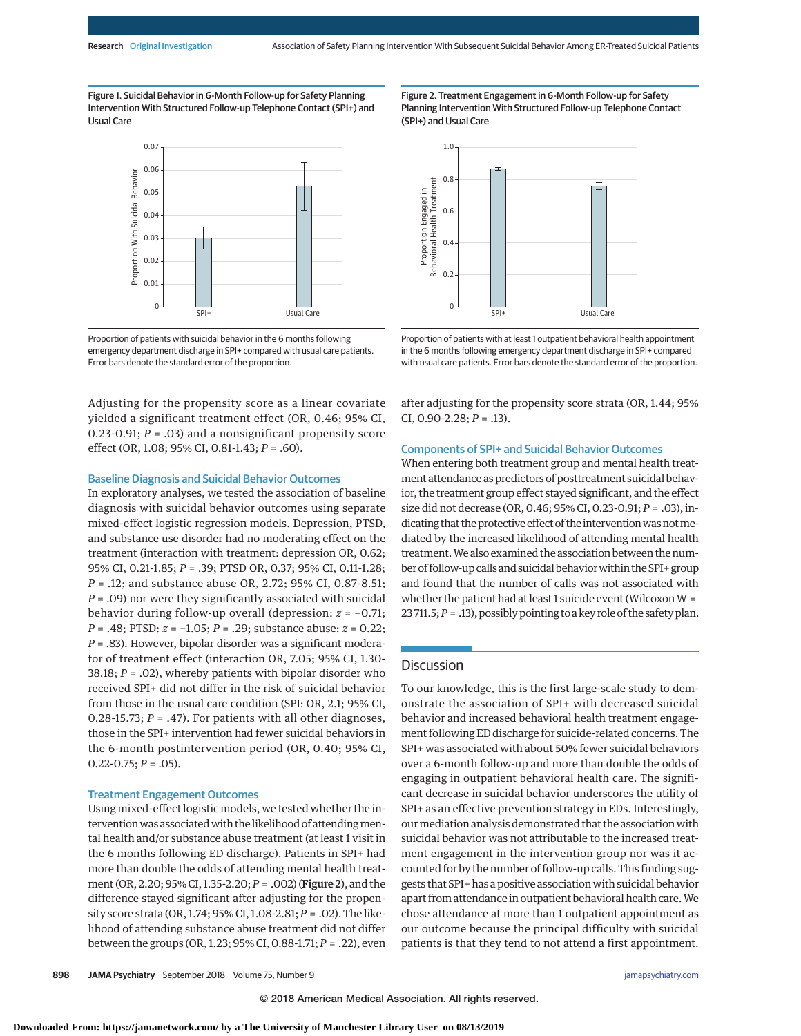Figure 1. Suicidal Behavior in 6-Month Follow-up for Safety Planning Intervention With Structured Follow-up Telephone Contact (SPI+) and Usual Care

Proportion of patients with suicidal behavior in the 6 months following emergency department discharge in SPI+ compared with usual care patients. Error bars denote the standard error of the proportion.

Figure 2. Treatment Engagement in 6-Month Follow-up for Safety Planning Intervention With Structured Follow-up Telephone Contact (SPI+) and Usual Care

Proportion of patients with at least 1 outpatient behavioral health appointment in the 6 months following emergency department discharge in SPI+ compared with usual care patients. Error bars denote the standard error of the proportion.

Adjusting for the propensity score as a linear covariate yielded a significant treatment effect (OR, 0.46; 95% CI, 0.23-0.91; $P$ = .03) and a nonsignificant propensity score effect (OR, 1.08; 95% CI, 0.81-1.43; $P$ = .60).

## Baseline Diagnosis and Suicidal Behavior Outcomes

In exploratory analyses, we tested the association of baseline diagnosis with suicidal behavior outcomes using separate mixed-effect logistic regression models. Depression, PTSD, and substance use disorder had no moderating effect on the treatment (interaction with treatment: depression OR, 0.62; 95% CI, 0.21-1.85; $P$ = .39; PTSD OR, 0.37; 95% CI, 0.11-1.28; $P$ = .12; and substance abuse OR, 2.72; 95% CI, 0.87-8.51; $P$ = .09) nor were they significantly associated with suicidal behavior during follow-up overall (depression: $z = -0.71$; $P$ = .48; PTSD: $z = -1.05$; $P$ = .29; substance abuse: $z = 0.22$; $P$ = .83). However, bipolar disorder was a significant moderator of treatment effect (interaction OR, 7.05; 95% CI, 1.30-38.18; $P$ = .02), whereby patients with bipolar disorder who received SPI+ did not differ in the risk of suicidal behavior from those in the usual care condition (SPI: OR, 2.1; 95% CI, 0.28-15.73; $P$ = .47). For patients with all other diagnoses, those in the SPI+ intervention had fewer suicidal behaviors in the 6-month postintervention period (OR, 0.40; 95% CI, 0.22-0.75; $P$ = .05).

## Treatment Engagement Outcomes

Using mixed-effect logistic models, we tested whether the intervention was associated with the likelihood of attending mental health and/or substance abuse treatment (at least 1 visit in the 6 months following ED discharge). Patients in SPI+ had more than double the odds of attending mental health treatment (OR, 2.20; 95% CI, 1.35-2.20; $P$ = .002) (**Figure 2**), and the difference stayed significant after adjusting for the propensity score strata (OR, 1.74; 95% CI, 1.08-2.81; $P$ = .02). The likelihood of attending substance abuse treatment did not differ between the groups (OR, 1.23; 95% CI, 0.88-1.71; $P$ = .22), even after adjusting for the propensity score strata (OR, 1.44; 95% CI, 0.90-2.28; $P$ = .13).

## Components of SPI+ and Suicidal Behavior Outcomes

When entering both treatment group and mental health treatment attendance as predictors of posttreatment suicidal behavior, the treatment group effect stayed significant, and the effect size did not decrease (OR, 0.46; 95% CI, 0.23-0.91; $P$ = .03), indicating that the protective effect of the intervention was not mediated by the increased likelihood of attending mental health treatment. We also examined the association between the number of follow-up calls and suicidal behavior within the SPI+ group and found that the number of calls was not associated with whether the patient had at least 1 suicide event (Wilcoxon W = 23 711.5; $P$ = .13), possibly pointing to a key role of the safety plan.

## Discussion

To our knowledge, this is the first large-scale study to demonstrate the association of SPI+ with decreased suicidal behavior and increased behavioral health treatment engagement following ED discharge for suicide-related concerns. The SPI+ was associated with about 50% fewer suicidal behaviors over a 6-month follow-up and more than double the odds of engaging in outpatient behavioral health care. The significant decrease in suicidal behavior underscores the utility of SPI+ as an effective prevention strategy in EDs. Interestingly, our mediation analysis demonstrated that the association with suicidal behavior was not attributable to the increased treatment engagement in the intervention group nor was it accounted for by the number of follow-up calls. This finding suggests that SPI+ has a positive association with suicidal behavior apart from attendance in outpatient behavioral health care. We chose attendance at more than 1 outpatient appointment as our outcome because the principal difficulty with suicidal patients is that they tend to not attend a first appointment.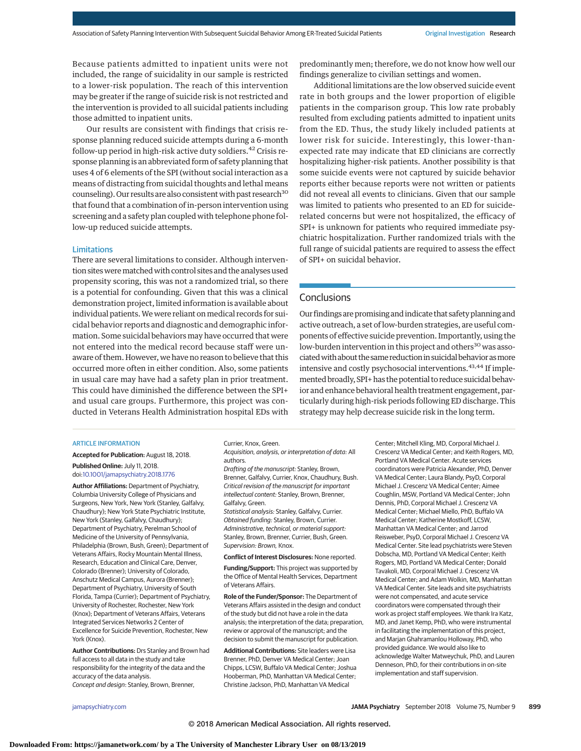Because patients admitted to inpatient units were not included, the range of suicidality in our sample is restricted to a lower-risk population. The reach of this intervention may be greater if the range of suicide risk is not restricted and the intervention is provided to all suicidal patients including those admitted to inpatient units.

Our results are consistent with findings that crisis response planning reduced suicide attempts during a 6-month follow-up period in high-risk active duty soldiers.[42] Crisis response planning is an abbreviated form of safety planning that uses 4 of 6 elements of the SPI (without social interaction as a means of distracting from suicidal thoughts and lethal means counseling). Our results are also consistent with past research[30] that found that a combination of in-person intervention using screening and a safety plan coupled with telephone phone follow-up reduced suicide attempts.

### Limitations

There are several limitations to consider. Although intervention sites were matched with control sites and the analyses used propensity scoring, this was not a randomized trial, so there is a potential for confounding. Given that this was a clinical demonstration project, limited information is available about individual patients. We were reliant on medical records for suicidal behavior reports and diagnostic and demographic information. Some suicidal behaviors may have occurred that were not entered into the medical record because staff were unaware of them. However, we have no reason to believe that this occurred more often in either condition. Also, some patients in usual care may have had a safety plan in prior treatment. This could have diminished the difference between the SPI+ and usual care groups. Furthermore, this project was conducted in Veterans Health Administration hospital EDs with predominantly men; therefore, we do not know how well our findings generalize to civilian settings and women.

Additional limitations are the low observed suicide event rate in both groups and the lower proportion of eligible patients in the comparison group. This low rate probably resulted from excluding patients admitted to inpatient units from the ED. Thus, the study likely included patients at lower risk for suicide. Interestingly, this lower-than-expected rate may indicate that ED clinicians are correctly hospitalizing higher-risk patients. Another possibility is that some suicide events were not captured by suicide behavior reports either because reports were not written or patients did not reveal all events to clinicians. Given that our sample was limited to patients who presented to an ED for suicide-related concerns but were not hospitalized, the efficacy of SPI+ is unknown for patients who required immediate psychiatric hospitalization. Further randomized trials with the full range of suicidal patients are required to assess the effect of SPI+ on suicidal behavior.

## Conclusions

Our findings are promising and indicate that safety planning and active outreach, a set of low-burden strategies, are useful components of effective suicide prevention. Importantly, using the low-burden intervention in this project and others[30] was associated with about the same reduction in suicidal behavior as more intensive and costly psychosocial interventions.[43,44] If implemented broadly, SPI+ has the potential to reduce suicidal behavior and enhance behavioral health treatment engagement, particularly during high-risk periods following ED discharge. This strategy may help decrease suicide risk in the long term.

ARTICLE INFORMATION

**Accepted for Publication:** August 18, 2018.

**Published Online:** July 11, 2018. doi:10.1001/jamapsychiatry.2018.1776

**Author Affiliations:** Department of Psychiatry, Columbia University College of Physicians and Surgeons, New York, New York (Stanley, Galfalvy, Chaudhury); New York State Psychiatric Institute, New York (Stanley, Galfalvy, Chaudhury); Department of Psychiatry, Perelman School of Medicine of the University of Pennsylvania, Philadelphia (Brown, Bush, Green); Department of Veterans Affairs, Rocky Mountain Mental Illness, Research, Education and Clinical Care, Denver, Colorado (Brenner); University of Colorado, Anschutz Medical Campus, Aurora (Brenner); Department of Psychiatry, University of South Florida, Tampa (Currier); Department of Psychiatry, University of Rochester, Rochester, New York (Knox); Department of Veterans Affairs, Veterans Integrated Services Networks 2 Center of Excellence for Suicide Prevention, Rochester, New York (Knox).

**Author Contributions:** Drs Stanley and Brown had full access to all data in the study and take responsibility for the integrity of the data and the accuracy of the data analysis.
*Concept and design*: Stanley, Brown, Brenner, Currier, Knox, Green.
*Acquisition, analysis, or interpretation of data:* All authors.
*Drafting of the manuscript:* Stanley, Brown, Brenner, Galfalvy, Currier, Knox, Chaudhury, Bush.
*Critical revision of the manuscript for important intellectual content:* Stanley, Brown, Brenner, Galfalvy, Green.
*Statistical analysis:* Stanley, Galfalvy, Currier.
*Obtained funding:* Stanley, Brown, Currier.
*Administrative, technical, or material support:* Stanley, Brown, Brenner, Currier, Bush, Green.
*Supervision: Brown,* Knox.

**Conflict of Interest Disclosures:** None reported.

**Funding/Support:** This project was supported by the Office of Mental Health Services, Department of Veterans Affairs.

**Role of the Funder/Sponsor:** The Department of Veterans Affairs assisted in the design and conduct of the study but did not have a role in the data analysis; the interpretation of the data; preparation, review or approval of the manuscript; and the decision to submit the manuscript for publication.

**Additional Contributions:** Site leaders were Lisa Brenner, PhD, Denver VA Medical Center; Joan Chipps, LCSW, Buffalo VA Medical Center; Joshua Hooberman, PhD, Manhattan VA Medical Center; Christine Jackson, PhD, Manhattan VA Medical Center; Mitchell Kling, MD, Corporal Michael J. Crescenz VA Medical Center; and Keith Rogers, MD, Portland VA Medical Center. Acute services coordinators were Patricia Alexander, PhD, Denver VA Medical Center; Laura Blandy, PsyD, Corporal Michael J. Crescenz VA Medical Center; Aimee Coughlin, MSW, Portland VA Medical Center; John Dennis, PhD, Corporal Michael J. Crescenz VA Medical Center; Michael Miello, PhD, Buffalo VA Medical Center; Katherine Mostkoff, LCSW, Manhattan VA Medical Center; and Jarrod Reisweber, PsyD, Corporal Michael J. Crescenz VA Medical Center. Site lead psychiatrists were Steven Dobscha, MD, Portland VA Medical Center; Keith Rogers, MD, Portland VA Medical Center; Donald Tavakoli, MD, Corporal Michael J. Crescenz VA Medical Center; and Adam Wolkin, MD, Manhattan VA Medical Center. Site leads and site psychiatrists were not compensated, and acute service coordinators were compensated through their work as project staff employees. We thank Ira Katz, MD, and Janet Kemp, PhD, who were instrumental in facilitating the implementation of this project, and Marjan Ghahramanlou Holloway, PhD, who provided guidance. We would also like to acknowledge Walter Matweychuk, PhD, and Lauren Denneson, PhD, for their contributions in on-site implementation and staff supervision.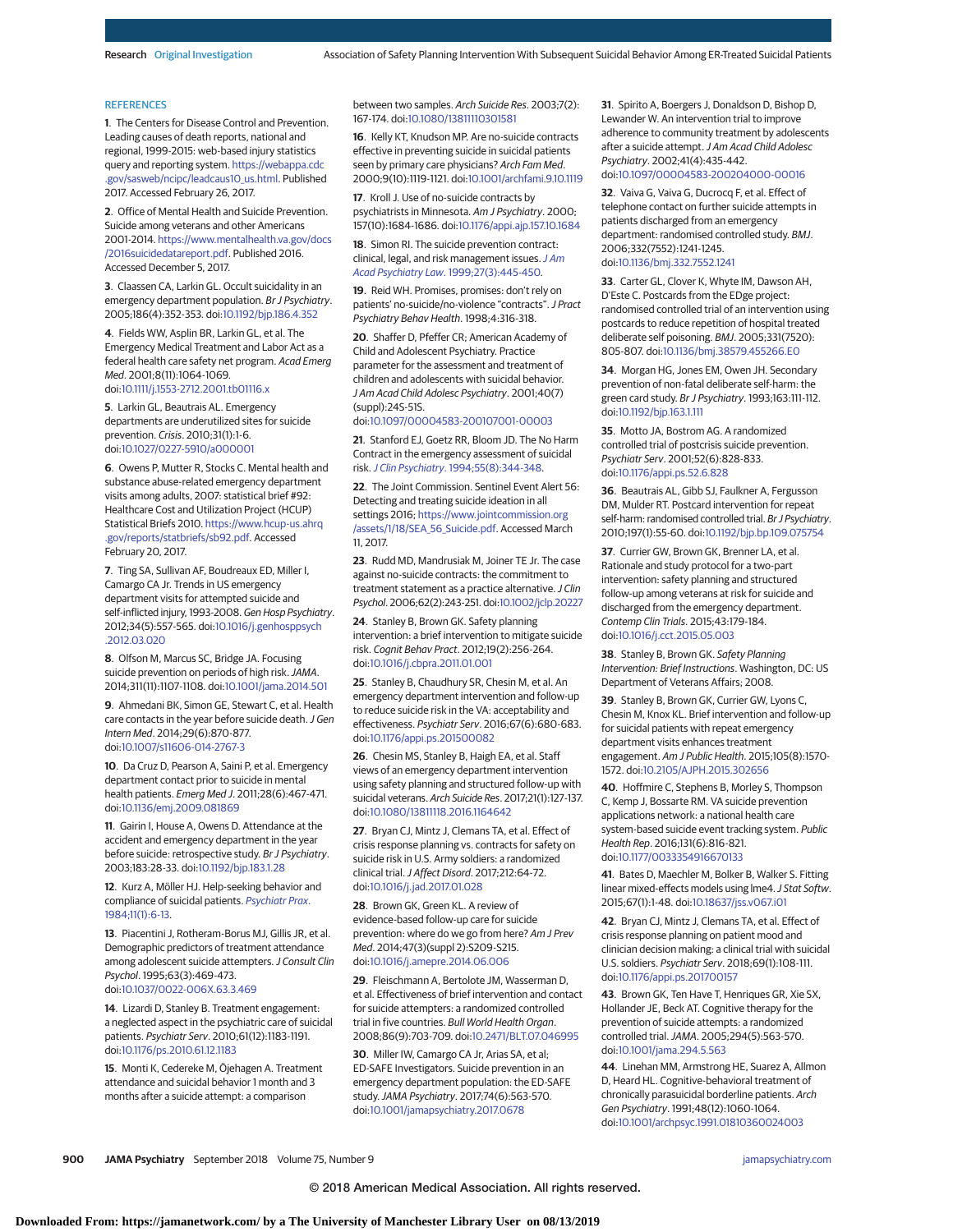## REFERENCES

1. The Centers for Disease Control and Prevention. Leading causes of death reports, national and regional, 1999-2015: web-based injury statistics query and reporting system. https://webappa.cdc.gov/sasweb/ncipc/leadcaus10_us.html. Published 2017. Accessed February 26, 2017.

2. Office of Mental Health and Suicide Prevention. Suicide among veterans and other Americans 2001-2014. https://www.mentalhealth.va.gov/docs/2016suicidedatareport.pdf. Published 2016. Accessed December 5, 2017.

3. Claassen CA, Larkin GL. Occult suicidality in an emergency department population. *Br J Psychiatry*. 2005;186(4):352-353. doi:10.1192/bjp.186.4.352

4. Fields WW, Asplin BR, Larkin GL, et al. The Emergency Medical Treatment and Labor Act as a federal health care safety net program. *Acad Emerg Med*. 2001;8(11):1064-1069. doi:10.1111/j.1553-2712.2001.tb01116.x

5. Larkin GL, Beautrais AL. Emergency departments are underutilized sites for suicide prevention. *Crisis*. 2010;31(1):1-6. doi:10.1027/0227-5910/a000001

6. Owens P, Mutter R, Stocks C. Mental health and substance abuse-related emergency department visits among adults, 2007: statistical brief #92: Healthcare Cost and Utilization Project (HCUP) Statistical Briefs 2010. https://www.hcup-us.ahrq.gov/reports/statbriefs/sb92.pdf. Accessed February 20, 2017.

7. Ting SA, Sullivan AF, Boudreaux ED, Miller I, Camargo CA Jr. Trends in US emergency department visits for attempted suicide and self-inflicted injury, 1993-2008. *Gen Hosp Psychiatry*. 2012;34(5):557-565. doi:10.1016/j.genhosppsych.2012.03.020

8. Olfson M, Marcus SC, Bridge JA. Focusing suicide prevention on periods of high risk. *JAMA*. 2014;311(11):1107-1108. doi:10.1001/jama.2014.501

9. Ahmedani BK, Simon GE, Stewart C, et al. Health care contacts in the year before suicide death. *J Gen Intern Med*. 2014;29(6):870-877. doi:10.1007/s11606-014-2767-3

10. Da Cruz D, Pearson A, Saini P, et al. Emergency department contact prior to suicide in mental health patients. *Emerg Med J*. 2011;28(6):467-471. doi:10.1136/emj.2009.081869

11. Gairin I, House A, Owens D. Attendance at the accident and emergency department in the year before suicide: retrospective study. *Br J Psychiatry*. 2003;183:28-33. doi:10.1192/bjp.183.1.28

12. Kurz A, Möller HJ. Help-seeking behavior and compliance of suicidal patients. *Psychiatr Prax*. 1984;11(1):6-13.

13. Piacentini J, Rotheram-Borus MJ, Gillis JR, et al. Demographic predictors of treatment attendance among adolescent suicide attempters. *J Consult Clin Psychol*. 1995;63(3):469-473. doi:10.1037/0022-006X.63.3.469

14. Lizardi D, Stanley B. Treatment engagement: a neglected aspect in the psychiatric care of suicidal patients. *Psychiatr Serv*. 2010;61(12):1183-1191. doi:10.1176/ps.2010.61.12.1183

15. Monti K, Cedereke M, Öjehagen A. Treatment attendance and suicidal behavior 1 month and 3 months after a suicide attempt: a comparison between two samples. *Arch Suicide Res*. 2003;7(2):167-174. doi:10.1080/13811110301581

16. Kelly KT, Knudson MP. Are no-suicide contracts effective in preventing suicide in suicidal patients seen by primary care physicians? *Arch Fam Med*. 2000;9(10):1119-1121. doi:10.1001/archfami.9.10.1119

17. Kroll J. Use of no-suicide contracts by psychiatrists in Minnesota. *Am J Psychiatry*. 2000;157(10):1684-1686. doi:10.1176/appi.ajp.157.10.1684

18. Simon RI. The suicide prevention contract: clinical, legal, and risk management issues. *J Am Acad Psychiatry Law*. 1999;27(3):445-450.

19. Reid WH. Promises, promises: don't rely on patients' no-suicide/no-violence "contracts". *J Pract Psychiatry Behav Health*. 1998;4:316-318.

20. Shaffer D, Pfeffer CR; American Academy of Child and Adolescent Psychiatry. Practice parameter for the assessment and treatment of children and adolescents with suicidal behavior. *J Am Acad Child Adolesc Psychiatry*. 2001;40(7)(suppl):24S-51S. doi:10.1097/00004583-200107001-00003

21. Stanford EJ, Goetz RR, Bloom JD. The No Harm Contract in the emergency assessment of suicidal risk. *J Clin Psychiatry*. 1994;55(8):344-348.

22. The Joint Commission. Sentinel Event Alert 56: Detecting and treating suicide ideation in all settings 2016; https://www.jointcommission.org/assets/1/18/SEA_56_Suicide.pdf. Accessed March 11, 2017.

23. Rudd MD, Mandrusiak M, Joiner TE Jr. The case against no-suicide contracts: the commitment to treatment statement as a practice alternative. *J Clin Psychol*. 2006;62(2):243-251. doi:10.1002/jclp.20227

24. Stanley B, Brown GK. Safety planning intervention: a brief intervention to mitigate suicide risk. *Cognit Behav Pract*. 2012;19(2):256-264. doi:10.1016/j.cbpra.2011.01.001

25. Stanley B, Chaudhury SR, Chesin M, et al. An emergency department intervention and follow-up to reduce suicide risk in the VA: acceptability and effectiveness. *Psychiatr Serv*. 2016;67(6):680-683. doi:10.1176/appi.ps.201500082

26. Chesin MS, Stanley B, Haigh EA, et al. Staff views of an emergency department intervention using safety planning and structured follow-up with suicidal veterans. *Arch Suicide Res*. 2017;21(1):127-137. doi:10.1080/13811118.2016.1164642

27. Bryan CJ, Mintz J, Clemans TA, et al. Effect of crisis response planning vs. contracts for safety on suicide risk in U.S. Army soldiers: a randomized clinical trial. *J Affect Disord*. 2017;212:64-72. doi:10.1016/j.jad.2017.01.028

28. Brown GK, Green KL. A review of evidence-based follow-up care for suicide prevention: where do we go from here? *Am J Prev Med*. 2014;47(3)(suppl 2):S209-S215. doi:10.1016/j.amepre.2014.06.006

29. Fleischmann A, Bertolote JM, Wasserman D, et al. Effectiveness of brief intervention and contact for suicide attempters: a randomized controlled trial in five countries. *Bull World Health Organ*. 2008;86(9):703-709. doi:10.2471/BLT.07.046995

30. Miller IW, Camargo CA Jr, Arias SA, et al; ED-SAFE Investigators. Suicide prevention in an emergency department population: the ED-SAFE study. *JAMA Psychiatry*. 2017;74(6):563-570. doi:10.1001/jamapsychiatry.2017.0678

31. Spirito A, Boergers J, Donaldson D, Bishop D, Lewander W. An intervention trial to improve adherence to community treatment by adolescents after a suicide attempt. *J Am Acad Child Adolesc Psychiatry*. 2002;41(4):435-442. doi:10.1097/00004583-200204000-00016

32. Vaiva G, Vaiva G, Ducrocq F, et al. Effect of telephone contact on further suicide attempts in patients discharged from an emergency department: randomised controlled study. *BMJ*. 2006;332(7552):1241-1245. doi:10.1136/bmj.332.7552.1241

33. Carter GL, Clover K, Whyte IM, Dawson AH, D'Este C. Postcards from the EDgе project: randomised controlled trial of an intervention using postcards to reduce repetition of hospital treated deliberate self poisoning. *BMJ*. 2005;331(7520):805-807. doi:10.1136/bmj.38579.455266.E0

34. Morgan HG, Jones EM, Owen JH. Secondary prevention of non-fatal deliberate self-harm: the green card study. *Br J Psychiatry*. 1993;163:111-112. doi:10.1192/bjp.163.1.111

35. Motto JA, Bostrom AG. A randomized controlled trial of postcrisis suicide prevention. *Psychiatr Serv*. 2001;52(6):828-833. doi:10.1176/appi.ps.52.6.828

36. Beautrais AL, Gibb SJ, Faulkner A, Fergusson DM, Mulder RT. Postcard intervention for repeat self-harm: randomised controlled trial. *Br J Psychiatry*. 2010;197(1):55-60. doi:10.1192/bjp.bp.109.075754

37. Currier GW, Brown GK, Brenner LA, et al. Rationale and study protocol for a two-part intervention: safety planning and structured follow-up among veterans at risk for suicide and discharged from the emergency department. *Contemp Clin Trials*. 2015;43:179-184. doi:10.1016/j.cct.2015.05.003

38. Stanley B, Brown GK. *Safety Planning Intervention: Brief Instructions*. Washington, DC: US Department of Veterans Affairs; 2008.

39. Stanley B, Brown GK, Currier GW, Lyons C, Chesin M, Knox KL. Brief intervention and follow-up for suicidal patients with repeat emergency department visits enhances treatment engagement. *Am J Public Health*. 2015;105(8):1570-1572. doi:10.2105/AJPH.2015.302656

40. Hoffmire C, Stephens B, Morley S, Thompson C, Kemp J, Bossarte RM. VA suicide prevention applications network: a national health care system-based suicide event tracking system. *Public Health Rep*. 2016;131(6):816-821. doi:10.1177/0033354916670133

41. Bates D, Maechler M, Bolker B, Walker S. Fitting linear mixed-effects models using lme4. *J Stat Softw*. 2015;67(1):1-48. doi:10.18637/jss.v067.i01

42. Bryan CJ, Mintz J, Clemans TA, et al. Effect of crisis response planning on patient mood and clinician decision making: a clinical trial with suicidal U.S. soldiers. *Psychiatr Serv*. 2018;69(1):108-111. doi:10.1176/appi.ps.201700157

43. Brown GK, Ten Have T, Henriques GR, Xie SX, Hollander JE, Beck AT. Cognitive therapy for the prevention of suicide attempts: a randomized controlled trial. *JAMA*. 2005;294(5):563-570. doi:10.1001/jama.294.5.563

44. Linehan MM, Armstrong HE, Suarez A, Allmon D, Heard HL. Cognitive-behavioral treatment of chronically parasuicidal borderline patients. *Arch Gen Psychiatry*. 1991;48(12):1060-1064. doi:10.1001/archpsyc.1991.01810360024003